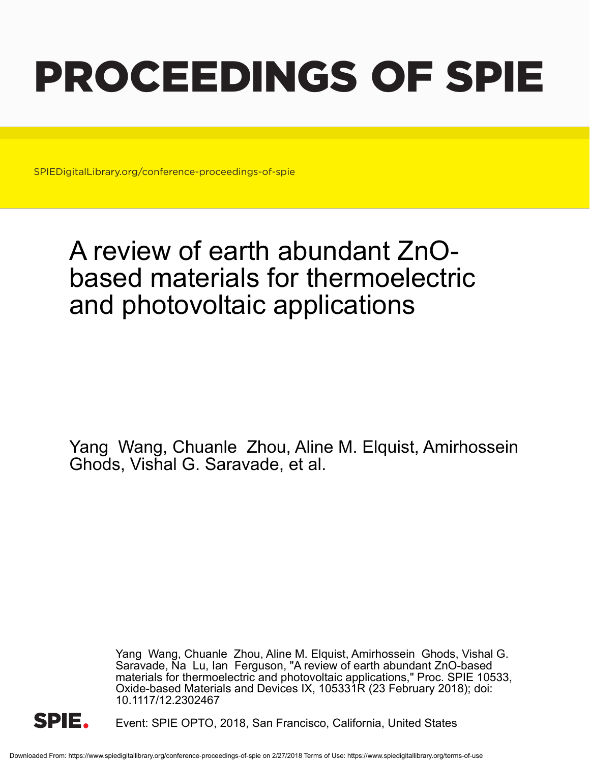# PROCEEDINGS OF SPIE

SPIEDigitalLibrary.org/conference-proceedings-of-spie

# A review of earth abundant ZnO-based materials for thermoelectric and photovoltaic applications

Yang Wang, Chuanle Zhou, Aline M. Elquist, Amirhossein Ghods, Vishal G. Saravade, et al.

Yang Wang, Chuanle Zhou, Aline M. Elquist, Amirhossein Ghods, Vishal G. Saravade, Na Lu, Ian Ferguson, "A review of earth abundant ZnO-based materials for thermoelectric and photovoltaic applications," Proc. SPIE 10533, Oxide-based Materials and Devices IX, 105331R (23 February 2018); doi: 10.1117/12.2302467

Event: SPIE OPTO, 2018, San Francisco, California, United States

Downloaded From: https://www.spiedigitallibrary.org/conference-proceedings-of-spie on 2/27/2018 Terms of Use: https://www.spiedigitallibrary.org/terms-of-use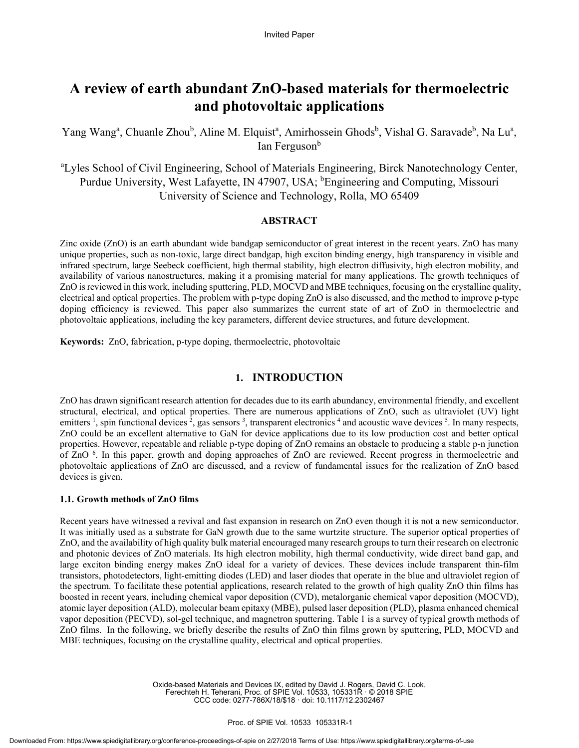Invited Paper

# A review of earth abundant ZnO-based materials for thermoelectric and photovoltaic applications

Yang Wang[a], Chuanle Zhou[b], Aline M. Elquist[a], Amirhossein Ghods[b], Vishal G. Saravade[b], Na Lu[a], Ian Ferguson[b]

[a]Lyles School of Civil Engineering, School of Materials Engineering, Birck Nanotechnology Center, Purdue University, West Lafayette, IN 47907, USA; [b]Engineering and Computing, Missouri University of Science and Technology, Rolla, MO 65409

## ABSTRACT

Zinc oxide (ZnO) is an earth abundant wide bandgap semiconductor of great interest in the recent years. ZnO has many unique properties, such as non-toxic, large direct bandgap, high exciton binding energy, high transparency in visible and infrared spectrum, large Seebeck coefficient, high thermal stability, high electron diffusivity, high electron mobility, and availability of various nanostructures, making it a promising material for many applications. The growth techniques of ZnO is reviewed in this work, including sputtering, PLD, MOCVD and MBE techniques, focusing on the crystalline quality, electrical and optical properties. The problem with p-type doping ZnO is also discussed, and the method to improve p-type doping efficiency is reviewed. This paper also summarizes the current state of art of ZnO in thermoelectric and photovoltaic applications, including the key parameters, different device structures, and future development.

**Keywords:** ZnO, fabrication, p-type doping, thermoelectric, photovoltaic

## 1. INTRODUCTION

ZnO has drawn significant research attention for decades due to its earth abundancy, environmental friendly, and excellent structural, electrical, and optical properties. There are numerous applications of ZnO, such as ultraviolet (UV) light emitters [1], spin functional devices [2], gas sensors [3], transparent electronics [4] and acoustic wave devices [5]. In many respects, ZnO could be an excellent alternative to GaN for device applications due to its low production cost and better optical properties. However, repeatable and reliable p-type doping of ZnO remains an obstacle to producing a stable p-n junction of ZnO [6]. In this paper, growth and doping approaches of ZnO are reviewed. Recent progress in thermoelectric and photovoltaic applications of ZnO are discussed, and a review of fundamental issues for the realization of ZnO based devices is given.

### 1.1. Growth methods of ZnO films

Recent years have witnessed a revival and fast expansion in research on ZnO even though it is not a new semiconductor. It was initially used as a substrate for GaN growth due to the same wurtzite structure. The superior optical properties of ZnO, and the availability of high quality bulk material encouraged many research groups to turn their research on electronic and photonic devices of ZnO materials. Its high electron mobility, high thermal conductivity, wide direct band gap, and large exciton binding energy makes ZnO ideal for a variety of devices. These devices include transparent thin-film transistors, photodetectors, light-emitting diodes (LED) and laser diodes that operate in the blue and ultraviolet region of the spectrum. To facilitate these potential applications, research related to the growth of high quality ZnO thin films has boosted in recent years, including chemical vapor deposition (CVD), metalorganic chemical vapor deposition (MOCVD), atomic layer deposition (ALD), molecular beam epitaxy (MBE), pulsed laser deposition (PLD), plasma enhanced chemical vapor deposition (PECVD), sol-gel technique, and magnetron sputtering. Table 1 is a survey of typical growth methods of ZnO films. In the following, we briefly describe the results of ZnO thin films grown by sputtering, PLD, MOCVD and MBE techniques, focusing on the crystalline quality, electrical and optical properties.

Oxide-based Materials and Devices IX, edited by David J. Rogers, David C. Look, Ferechteh H. Teherani, Proc. of SPIE Vol. 10533, 105331R · © 2018 SPIE
CCC code: 0277-786X/18/$18 · doi: 10.1117/12.2302467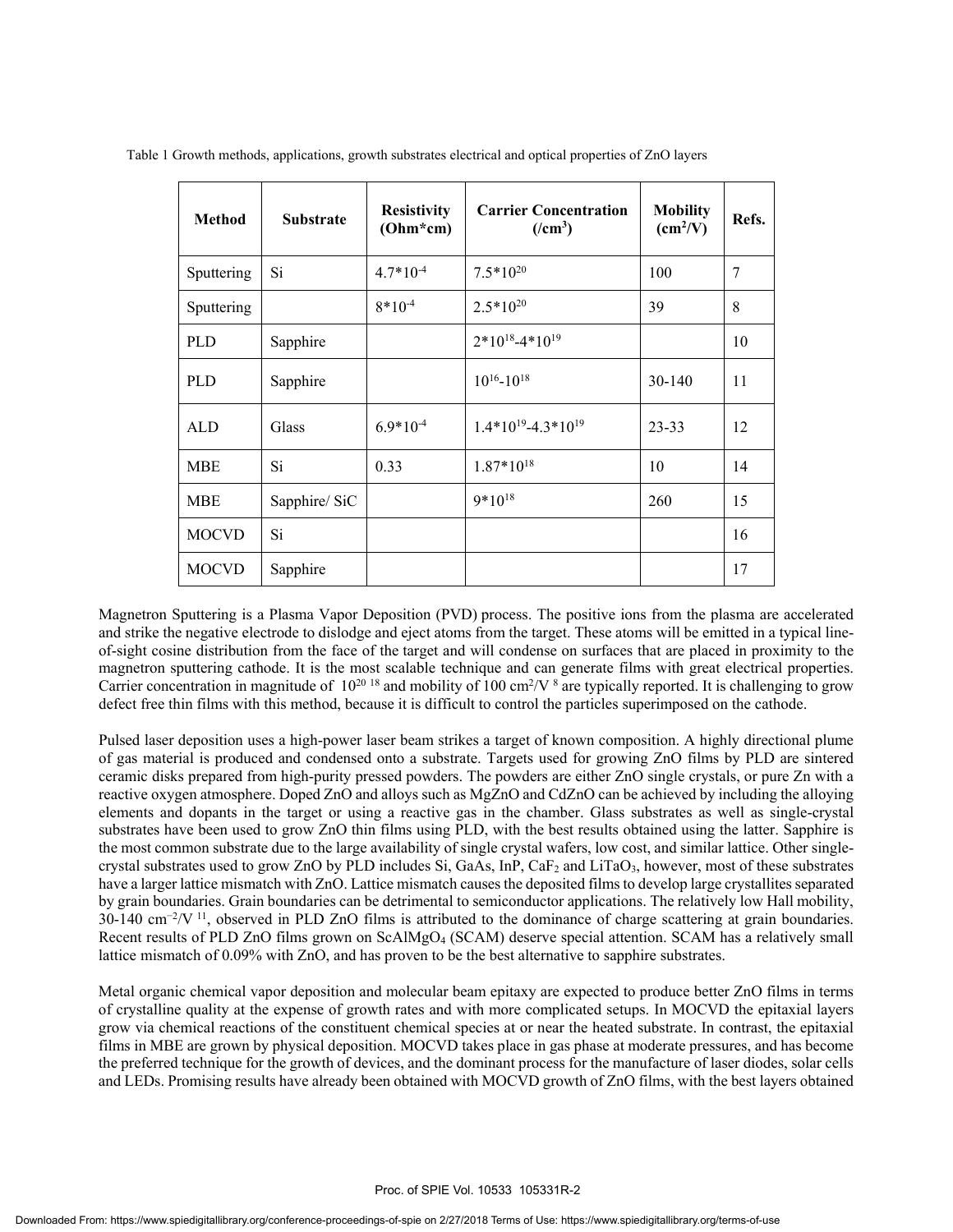Table 1 Growth methods, applications, growth substrates electrical and optical properties of ZnO layers

| Method | Substrate | Resistivity (Ohm*cm) | Carrier Concentration ($/cm^3$) | Mobility ($cm^2/V$) | Refs. |
|---|---|---|---|---|---|
| Sputtering | Si | $4.7*10^{-4}$ | $7.5*10^{20}$ | 100 | 7 |
| Sputtering | | $8*10^{-4}$ | $2.5*10^{20}$ | 39 | 8 |
| PLD | Sapphire | | $2*10^{18}$-$4*10^{19}$ | | 10 |
| PLD | Sapphire | | $10^{16}$-$10^{18}$ | 30-140 | 11 |
| ALD | Glass | $6.9*10^{-4}$ | $1.4*10^{19}$-$4.3*10^{19}$ | 23-33 | 12 |
| MBE | Si | 0.33 | $1.87*10^{18}$ | 10 | 14 |
| MBE | Sapphire/ SiC | | $9*10^{18}$ | 260 | 15 |
| MOCVD | Si | | | | 16 |
| MOCVD | Sapphire | | | | 17 |

Magnetron Sputtering is a Plasma Vapor Deposition (PVD) process. The positive ions from the plasma are accelerated and strike the negative electrode to dislodge and eject atoms from the target. These atoms will be emitted in a typical line-of-sight cosine distribution from the face of the target and will condense on surfaces that are placed in proximity to the magnetron sputtering cathode. It is the most scalable technique and can generate films with great electrical properties. Carrier concentration in magnitude of $10^{20}$ [18] and mobility of 100 $cm^2/V$ [8] are typically reported. It is challenging to grow defect free thin films with this method, because it is difficult to control the particles superimposed on the cathode.

Pulsed laser deposition uses a high-power laser beam strikes a target of known composition. A highly directional plume of gas material is produced and condensed onto a substrate. Targets used for growing ZnO films by PLD are sintered ceramic disks prepared from high-purity pressed powders. The powders are either ZnO single crystals, or pure Zn with a reactive oxygen atmosphere. Doped ZnO and alloys such as MgZnO and CdZnO can be achieved by including the alloying elements and dopants in the target or using a reactive gas in the chamber. Glass substrates as well as single-crystal substrates have been used to grow ZnO thin films using PLD, with the best results obtained using the latter. Sapphire is the most common substrate due to the large availability of single crystal wafers, low cost, and similar lattice. Other single-crystal substrates used to grow ZnO by PLD includes Si, GaAs, InP, $CaF_2$ and $LiTaO_3$, however, most of these substrates have a larger lattice mismatch with ZnO. Lattice mismatch causes the deposited films to develop large crystallites separated by grain boundaries. Grain boundaries can be detrimental to semiconductor applications. The relatively low Hall mobility, 30-140 $cm^{-2}/V$ [11], observed in PLD ZnO films is attributed to the dominance of charge scattering at grain boundaries. Recent results of PLD ZnO films grown on $ScAlMgO_4$ (SCAM) deserve special attention. SCAM has a relatively small lattice mismatch of 0.09% with ZnO, and has proven to be the best alternative to sapphire substrates.

Metal organic chemical vapor deposition and molecular beam epitaxy are expected to produce better ZnO films in terms of crystalline quality at the expense of growth rates and with more complicated setups. In MOCVD the epitaxial layers grow via chemical reactions of the constituent chemical species at or near the heated substrate. In contrast, the epitaxial films in MBE are grown by physical deposition. MOCVD takes place in gas phase at moderate pressures, and has become the preferred technique for the growth of devices, and the dominant process for the manufacture of laser diodes, solar cells and LEDs. Promising results have already been obtained with MOCVD growth of ZnO films, with the best layers obtained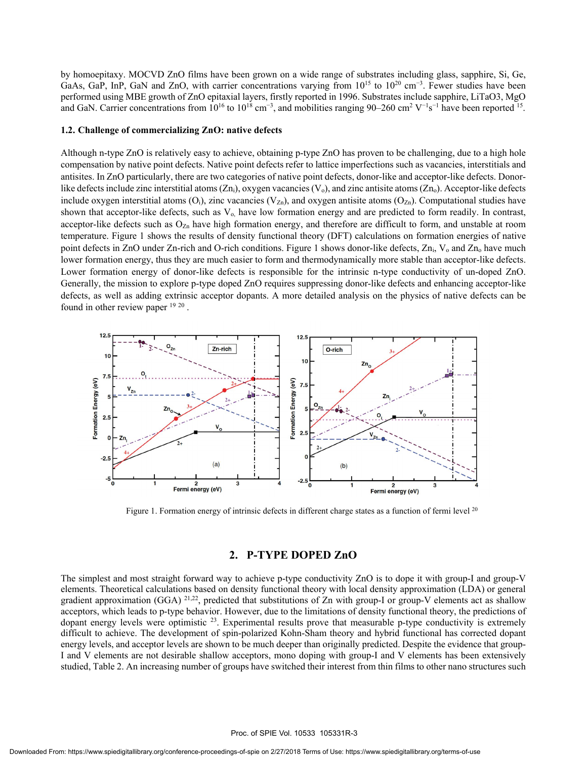by homoepitaxy. MOCVD ZnO films have been grown on a wide range of substrates including glass, sapphire, Si, Ge, GaAs, GaP, InP, GaN and ZnO, with carrier concentrations varying from $10^{15}$ to $10^{20}$ $cm^{-3}$. Fewer studies have been performed using MBE growth of ZnO epitaxial layers, firstly reported in 1996. Substrates include sapphire, LiTaO3, MgO and GaN. Carrier concentrations from $10^{16}$ to $10^{18}$ $cm^{-3}$, and mobilities ranging 90–260 $cm^2$ $V^{-1}s^{-1}$ have been reported [15].

### 1.2. Challenge of commercializing ZnO: native defects

Although n-type ZnO is relatively easy to achieve, obtaining p-type ZnO has proven to be challenging, due to a high hole compensation by native point defects. Native point defects refer to lattice imperfections such as vacancies, interstitials and antisites. In ZnO particularly, there are two categories of native point defects, donor-like and acceptor-like defects. Donor-like defects include zinc interstitial atoms ($Zn_i$), oxygen vacancies ($V_o$), and zinc antisite atoms ($Zn_o$). Acceptor-like defects include oxygen interstitial atoms ($O_i$), zinc vacancies ($V_{Zn}$), and oxygen antisite atoms ($O_{Zn}$). Computational studies have shown that acceptor-like defects, such as $V_{o,}$ have low formation energy and are predicted to form readily. In contrast, acceptor-like defects such as $O_{Zn}$ have high formation energy, and therefore are difficult to form, and unstable at room temperature. Figure 1 shows the results of density functional theory (DFT) calculations on formation energies of native point defects in ZnO under Zn-rich and O-rich conditions. Figure 1 shows donor-like defects, $Zn_i$, $V_o$ and $Zn_o$ have much lower formation energy, thus they are much easier to form and thermodynamically more stable than acceptor-like defects. Lower formation energy of donor-like defects is responsible for the intrinsic n-type conductivity of un-doped ZnO. Generally, the mission to explore p-type doped ZnO requires suppressing donor-like defects and enhancing acceptor-like defects, as well as adding extrinsic acceptor dopants. A more detailed analysis on the physics of native defects can be found in other review paper [19] [20] .

Figure 1. Formation energy of intrinsic defects in different charge states as a function of fermi level [20]

## 2. P-TYPE DOPED ZnO

The simplest and most straight forward way to achieve p-type conductivity ZnO is to dope it with group-I and group-V elements. Theoretical calculations based on density functional theory with local density approximation (LDA) or general gradient approximation (GGA) [21,22], predicted that substitutions of Zn with group-I or group-V elements act as shallow acceptors, which leads to p-type behavior. However, due to the limitations of density functional theory, the predictions of dopant energy levels were optimistic [23]. Experimental results prove that measurable p-type conductivity is extremely difficult to achieve. The development of spin-polarized Kohn-Sham theory and hybrid functional has corrected dopant energy levels, and acceptor levels are shown to be much deeper than originally predicted. Despite the evidence that group-I and V elements are not desirable shallow acceptors, mono doping with group-I and V elements has been extensively studied, Table 2. An increasing number of groups have switched their interest from thin films to other nano structures such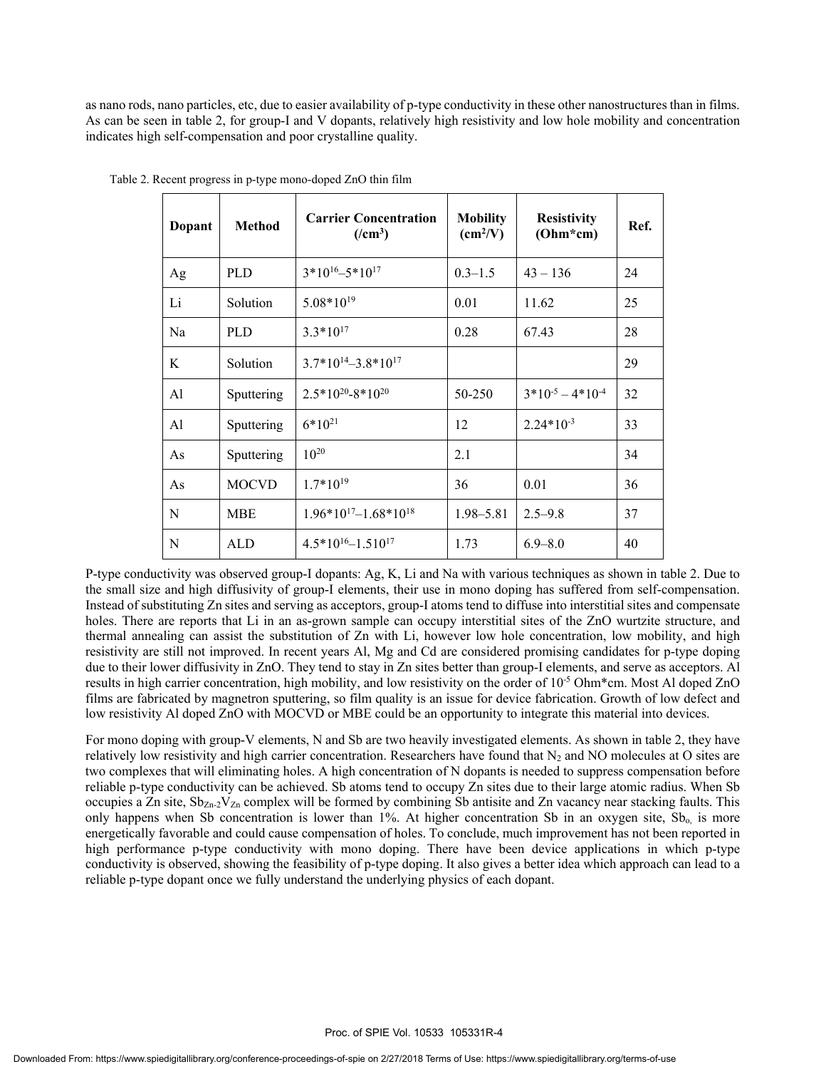as nano rods, nano particles, etc, due to easier availability of p-type conductivity in these other nanostructures than in films. As can be seen in table 2, for group-I and V dopants, relatively high resistivity and low hole mobility and concentration indicates high self-compensation and poor crystalline quality.

Table 2. Recent progress in p-type mono-doped ZnO thin film

| **Dopant** | **Method** | **Carrier Concentration (/cm³)** | **Mobility (cm²/V)** | **Resistivity (Ohm*cm)** | **Ref.** |
|---|---|---|---|---|---|
| Ag | PLD | $3*10^{16}$–$5*10^{17}$ | 0.3–1.5 | 43 – 136 | 24 |
| Li | Solution | $5.08*10^{19}$ | 0.01 | 11.62 | 25 |
| Na | PLD | $3.3*10^{17}$ | 0.28 | 67.43 | 28 |
| K | Solution | $3.7*10^{14}$–$3.8*10^{17}$ | | | 29 |
| Al | Sputtering | $2.5*10^{20}$-$8*10^{20}$ | 50-250 | $3*10^{-5}$ – $4*10^{-4}$ | 32 |
| Al | Sputtering | $6*10^{21}$ | 12 | $2.24*10^{-3}$ | 33 |
| As | Sputtering | $10^{20}$ | 2.1 | | 34 |
| As | MOCVD | $1.7*10^{19}$ | 36 | 0.01 | 36 |
| N | MBE | $1.96*10^{17}$–$1.68*10^{18}$ | 1.98–5.81 | 2.5–9.8 | 37 |
| N | ALD | $4.5*10^{16}$–$1.510^{17}$ | 1.73 | 6.9–8.0 | 40 |

P-type conductivity was observed group-I dopants: Ag, K, Li and Na with various techniques as shown in table 2. Due to the small size and high diffusivity of group-I elements, their use in mono doping has suffered from self-compensation. Instead of substituting Zn sites and serving as acceptors, group-I atoms tend to diffuse into interstitial sites and compensate holes. There are reports that Li in an as-grown sample can occupy interstitial sites of the ZnO wurtzite structure, and thermal annealing can assist the substitution of Zn with Li, however low hole concentration, low mobility, and high resistivity are still not improved. In recent years Al, Mg and Cd are considered promising candidates for p-type doping due to their lower diffusivity in ZnO. They tend to stay in Zn sites better than group-I elements, and serve as acceptors. Al results in high carrier concentration, high mobility, and low resistivity on the order of $10^{-5}$ Ohm*cm. Most Al doped ZnO films are fabricated by magnetron sputtering, so film quality is an issue for device fabrication. Growth of low defect and low resistivity Al doped ZnO with MOCVD or MBE could be an opportunity to integrate this material into devices.

For mono doping with group-V elements, N and Sb are two heavily investigated elements. As shown in table 2, they have relatively low resistivity and high carrier concentration. Researchers have found that $N_2$ and NO molecules at O sites are two complexes that will eliminating holes. A high concentration of N dopants is needed to suppress compensation before reliable p-type conductivity can be achieved. Sb atoms tend to occupy Zn sites due to their large atomic radius. When Sb occupies a Zn site, $Sb_{Zn}$-$2V_{Zn}$ complex will be formed by combining Sb antisite and Zn vacancy near stacking faults. This only happens when Sb concentration is lower than 1%. At higher concentration Sb in an oxygen site, $Sb_{o}$, is more energetically favorable and could cause compensation of holes. To conclude, much improvement has not been reported in high performance p-type conductivity with mono doping. There have been device applications in which p-type conductivity is observed, showing the feasibility of p-type doping. It also gives a better idea which approach can lead to a reliable p-type dopant once we fully understand the underlying physics of each dopant.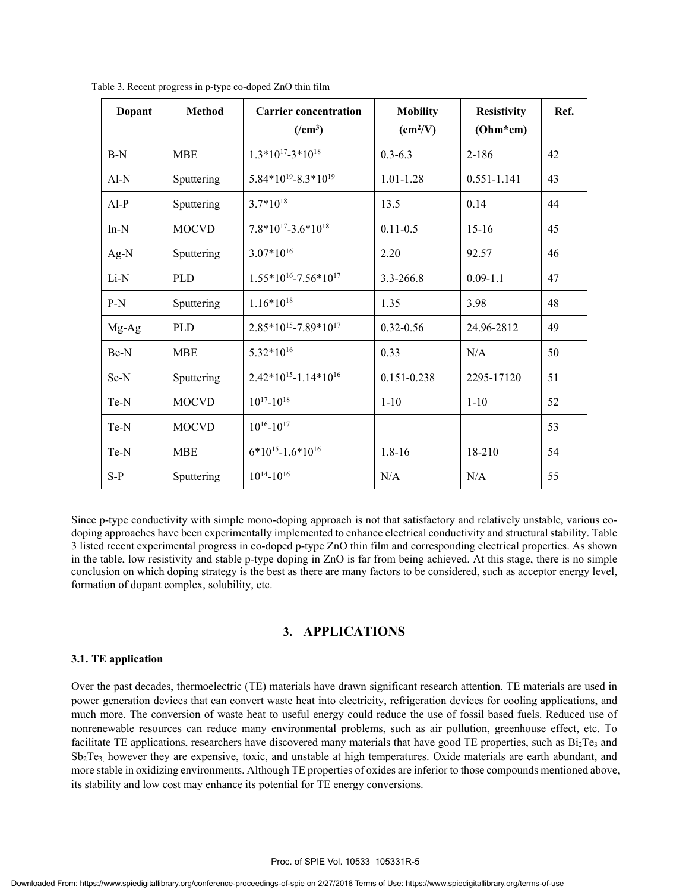Table 3. Recent progress in p-type co-doped ZnO thin film

| Dopant | Method | Carrier concentration (/cm$^3$) | Mobility (cm$^2$/V) | Resistivity (Ohm*cm) | Ref. |
|---|---|---|---|---|---|
| B-N | MBE | $1.3*10^{17}$-$3*10^{18}$ | 0.3-6.3 | 2-186 | 42 |
| Al-N | Sputtering | $5.84*10^{19}$-$8.3*10^{19}$ | 1.01-1.28 | 0.551-1.141 | 43 |
| Al-P | Sputtering | $3.7*10^{18}$ | 13.5 | 0.14 | 44 |
| In-N | MOCVD | $7.8*10^{17}$-$3.6*10^{18}$ | 0.11-0.5 | 15-16 | 45 |
| Ag-N | Sputtering | $3.07*10^{16}$ | 2.20 | 92.57 | 46 |
| Li-N | PLD | $1.55*10^{16}$-$7.56*10^{17}$ | 3.3-266.8 | 0.09-1.1 | 47 |
| P-N | Sputtering | $1.16*10^{18}$ | 1.35 | 3.98 | 48 |
| Mg-Ag | PLD | $2.85*10^{15}$-$7.89*10^{17}$ | 0.32-0.56 | 24.96-2812 | 49 |
| Be-N | MBE | $5.32*10^{16}$ | 0.33 | N/A | 50 |
| Se-N | Sputtering | $2.42*10^{15}$-$1.14*10^{16}$ | 0.151-0.238 | 2295-17120 | 51 |
| Te-N | MOCVD | $10^{17}$-$10^{18}$ | 1-10 | 1-10 | 52 |
| Te-N | MOCVD | $10^{16}$-$10^{17}$ | | | 53 |
| Te-N | MBE | $6*10^{15}$-$1.6*10^{16}$ | 1.8-16 | 18-210 | 54 |
| S-P | Sputtering | $10^{14}$-$10^{16}$ | N/A | N/A | 55 |

Since p-type conductivity with simple mono-doping approach is not that satisfactory and relatively unstable, various co-doping approaches have been experimentally implemented to enhance electrical conductivity and structural stability. Table 3 listed recent experimental progress in co-doped p-type ZnO thin film and corresponding electrical properties. As shown in the table, low resistivity and stable p-type doping in ZnO is far from being achieved. At this stage, there is no simple conclusion on which doping strategy is the best as there are many factors to be considered, such as acceptor energy level, formation of dopant complex, solubility, etc.

## 3. APPLICATIONS

### 3.1. TE application

Over the past decades, thermoelectric (TE) materials have drawn significant research attention. TE materials are used in power generation devices that can convert waste heat into electricity, refrigeration devices for cooling applications, and much more. The conversion of waste heat to useful energy could reduce the use of fossil based fuels. Reduced use of nonrenewable resources can reduce many environmental problems, such as air pollution, greenhouse effect, etc. To facilitate TE applications, researchers have discovered many materials that have good TE properties, such as $Bi_2Te_3$ and $Sb_2Te_3$, however they are expensive, toxic, and unstable at high temperatures. Oxide materials are earth abundant, and more stable in oxidizing environments. Although TE properties of oxides are inferior to those compounds mentioned above, its stability and low cost may enhance its potential for TE energy conversions.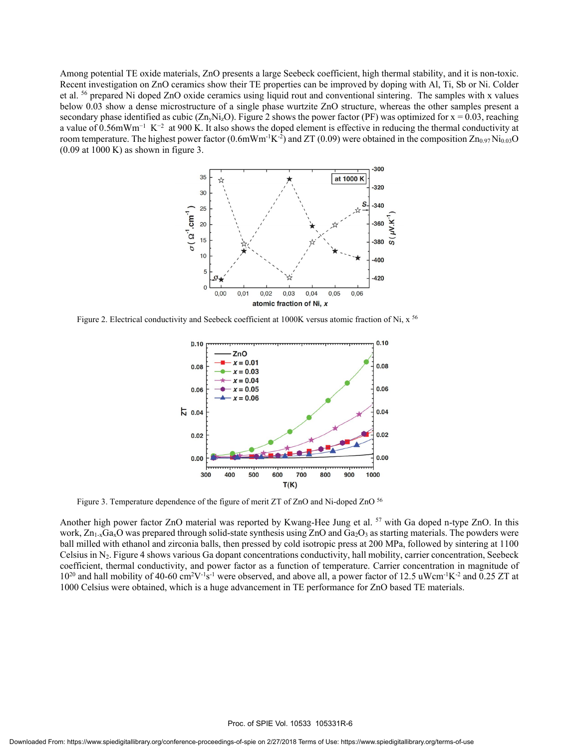Among potential TE oxide materials, ZnO presents a large Seebeck coefficient, high thermal stability, and it is non-toxic. Recent investigation on ZnO ceramics show their TE properties can be improved by doping with Al, Ti, Sb or Ni. Colder et al. [56] prepared Ni doped ZnO oxide ceramics using liquid rout and conventional sintering. The samples with x values below 0.03 show a dense microstructure of a single phase wurtzite ZnO structure, whereas the other samples present a secondary phase identified as cubic ($Zn_yNi_zO$). Figure 2 shows the power factor (PF) was optimized for x = 0.03, reaching a value of 0.56mWm$^{-1}$ K$^{-2}$ at 900 K. It also shows the doped element is effective in reducing the thermal conductivity at room temperature. The highest power factor (0.6mWm$^{-1}$K$^{-2}$) and ZT (0.09) were obtained in the composition $Zn_{0.97}Ni_{0.03}O$ (0.09 at 1000 K) as shown in figure 3.

Figure 2. Electrical conductivity and Seebeck coefficient at 1000K versus atomic fraction of Ni, x [56]

Figure 3. Temperature dependence of the figure of merit ZT of ZnO and Ni-doped ZnO [56]

Another high power factor ZnO material was reported by Kwang-Hee Jung et al. [57] with Ga doped n-type ZnO. In this work, $Zn_{1-x}Ga_xO$ was prepared through solid-state synthesis using ZnO and $Ga_2O_3$ as starting materials. The powders were ball milled with ethanol and zirconia balls, then pressed by cold isotropic press at 200 MPa, followed by sintering at 1100 Celsius in $N_2$. Figure 4 shows various Ga dopant concentrations conductivity, hall mobility, carrier concentration, Seebeck coefficient, thermal conductivity, and power factor as a function of temperature. Carrier concentration in magnitude of $10^{20}$ and hall mobility of 40-60 cm$^2$V$^{-1}$s$^{-1}$ were observed, and above all, a power factor of 12.5 uWcm$^{-1}$K$^{-2}$ and 0.25 ZT at 1000 Celsius were obtained, which is a huge advancement in TE performance for ZnO based TE materials.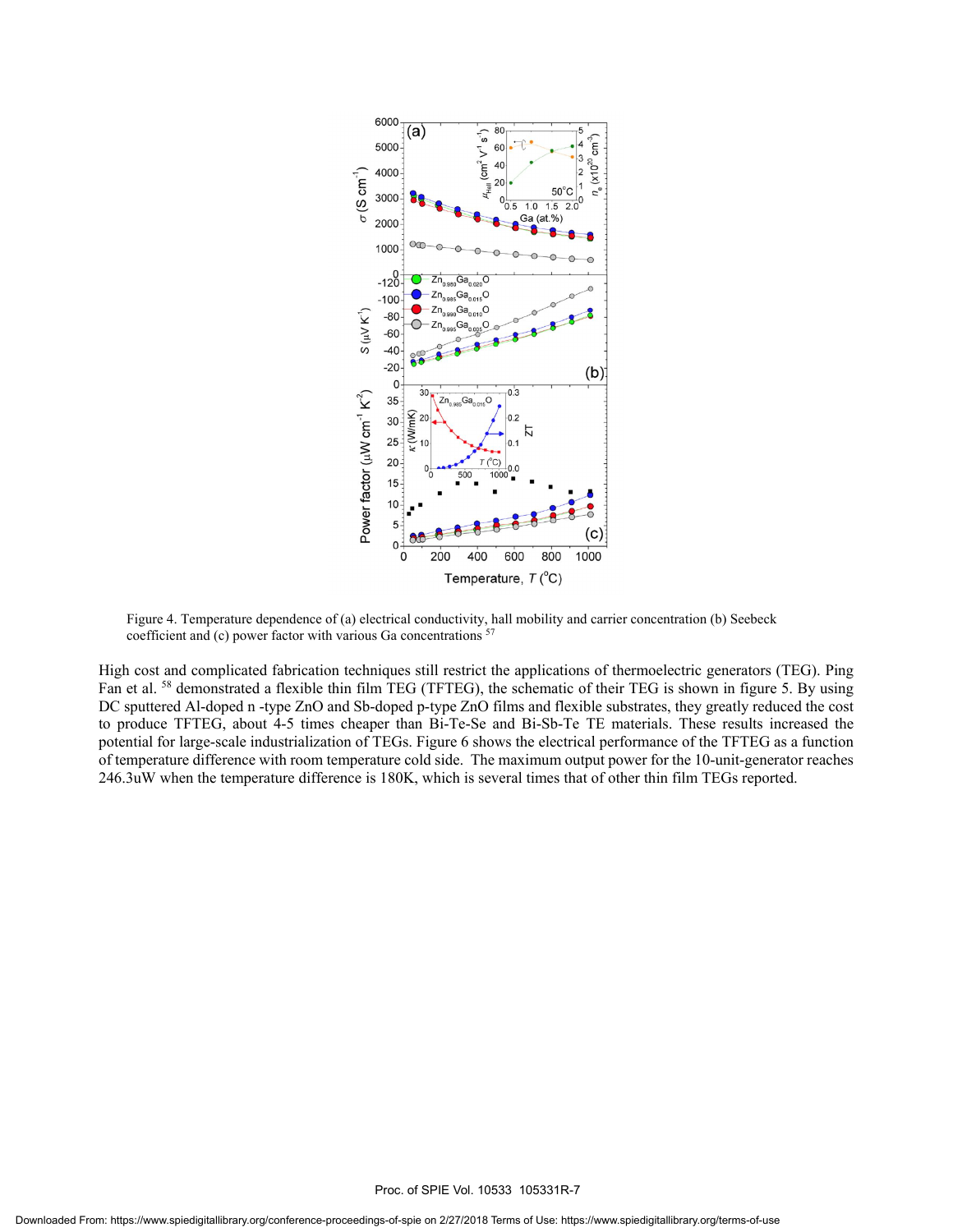Figure 4. Temperature dependence of (a) electrical conductivity, hall mobility and carrier concentration (b) Seebeck coefficient and (c) power factor with various Ga concentrations [57]

High cost and complicated fabrication techniques still restrict the applications of thermoelectric generators (TEG). Ping Fan et al. [58] demonstrated a flexible thin film TEG (TFTEG), the schematic of their TEG is shown in figure 5. By using DC sputtered Al-doped n -type ZnO and Sb-doped p-type ZnO films and flexible substrates, they greatly reduced the cost to produce TFTEG, about 4-5 times cheaper than Bi-Te-Se and Bi-Sb-Te TE materials. These results increased the potential for large-scale industrialization of TEGs. Figure 6 shows the electrical performance of the TFTEG as a function of temperature difference with room temperature cold side. The maximum output power for the 10-unit-generator reaches 246.3uW when the temperature difference is 180K, which is several times that of other thin film TEGs reported.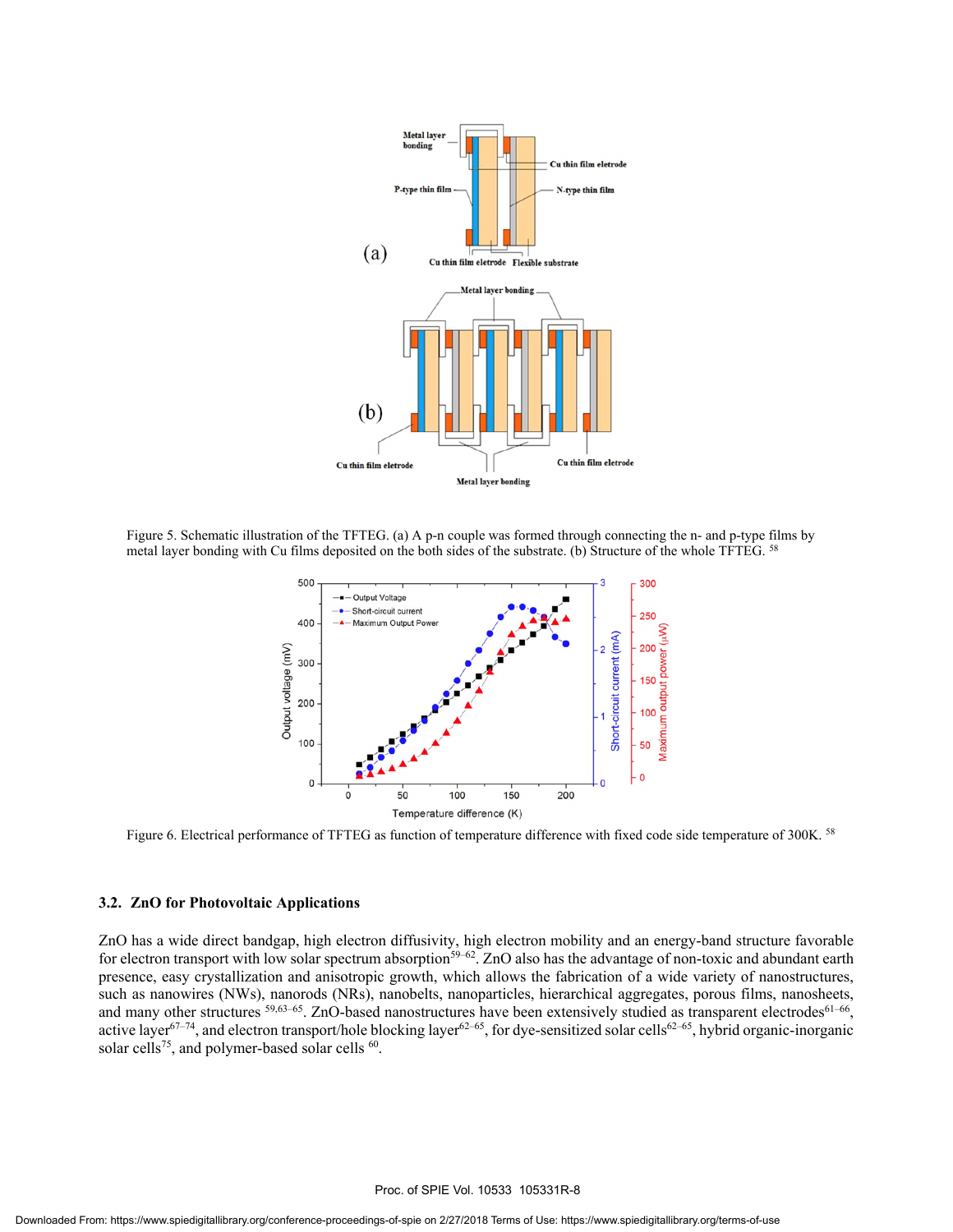Figure 5. Schematic illustration of the TFTEG. (a) A p-n couple was formed through connecting the n- and p-type films by metal layer bonding with Cu films deposited on the both sides of the substrate. (b) Structure of the whole TFTEG. [58]

Figure 6. Electrical performance of TFTEG as function of temperature difference with fixed code side temperature of 300K. [58]

### 3.2. ZnO for Photovoltaic Applications

ZnO has a wide direct bandgap, high electron diffusivity, high electron mobility and an energy-band structure favorable for electron transport with low solar spectrum absorption[59–62]. ZnO also has the advantage of non-toxic and abundant earth presence, easy crystallization and anisotropic growth, which allows the fabrication of a wide variety of nanostructures, such as nanowires (NWs), nanorods (NRs), nanobelts, nanoparticles, hierarchical aggregates, porous films, nanosheets, and many other structures [59,63–65]. ZnO-based nanostructures have been extensively studied as transparent electrodes[61–66], active layer[67–74], and electron transport/hole blocking layer[62–65], for dye-sensitized solar cells[62–65], hybrid organic-inorganic solar cells[75], and polymer-based solar cells [60].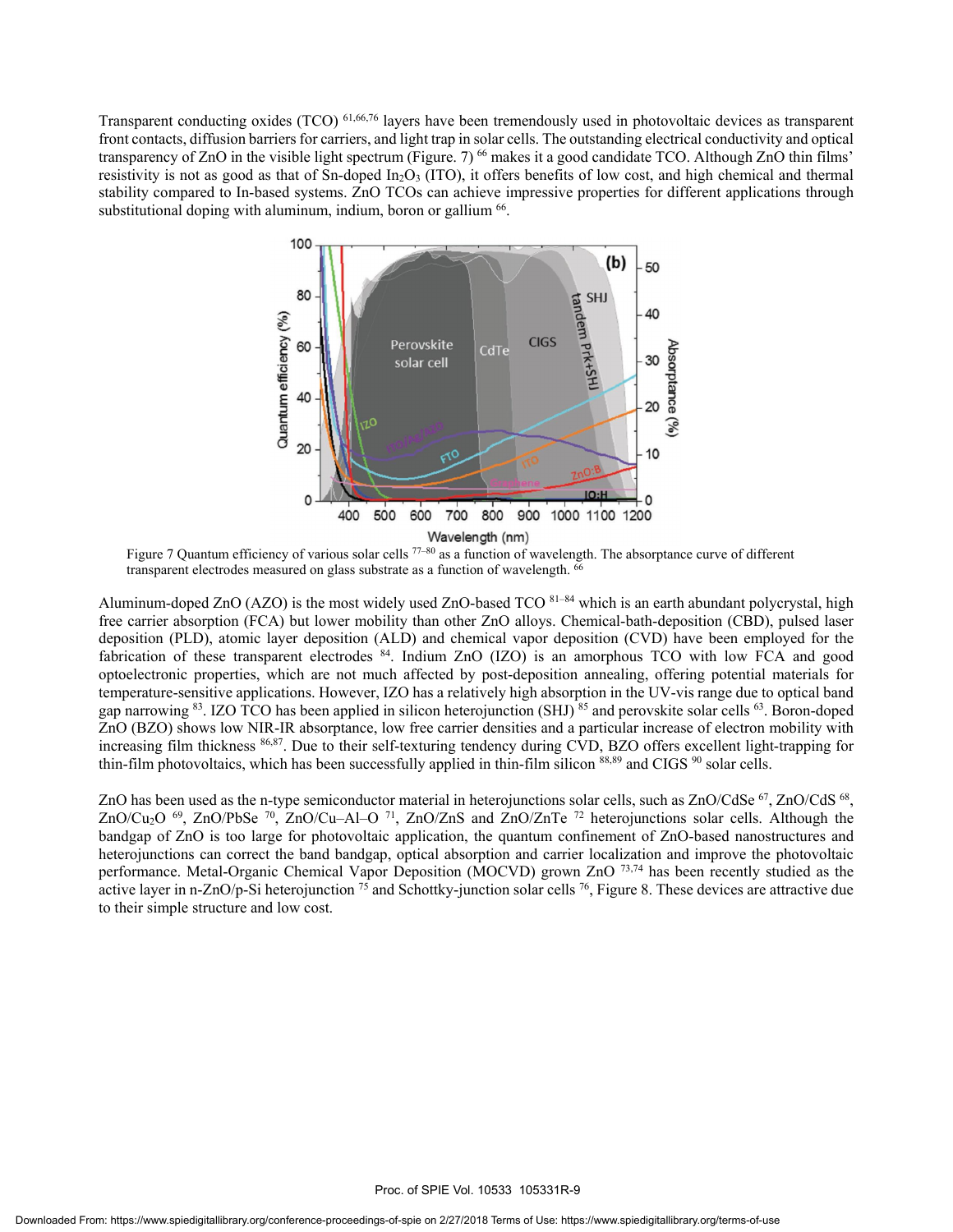Transparent conducting oxides (TCO) [61,66,76] layers have been tremendously used in photovoltaic devices as transparent front contacts, diffusion barriers for carriers, and light trap in solar cells. The outstanding electrical conductivity and optical transparency of ZnO in the visible light spectrum (Figure. 7) [66] makes it a good candidate TCO. Although ZnO thin films' resistivity is not as good as that of Sn-doped $In_2O_3$ (ITO), it offers benefits of low cost, and high chemical and thermal stability compared to In-based systems. ZnO TCOs can achieve impressive properties for different applications through substitutional doping with aluminum, indium, boron or gallium [66].

Figure 7 Quantum efficiency of various solar cells [77–80] as a function of wavelength. The absorptance curve of different transparent electrodes measured on glass substrate as a function of wavelength. [66]

Aluminum-doped ZnO (AZO) is the most widely used ZnO-based TCO [81–84] which is an earth abundant polycrystal, high free carrier absorption (FCA) but lower mobility than other ZnO alloys. Chemical-bath-deposition (CBD), pulsed laser deposition (PLD), atomic layer deposition (ALD) and chemical vapor deposition (CVD) have been employed for the fabrication of these transparent electrodes [84]. Indium ZnO (IZO) is an amorphous TCO with low FCA and good optoelectronic properties, which are not much affected by post-deposition annealing, offering potential materials for temperature-sensitive applications. However, IZO has a relatively high absorption in the UV-vis range due to optical band gap narrowing [83]. IZO TCO has been applied in silicon heterojunction (SHJ) [85] and perovskite solar cells [63]. Boron-doped ZnO (BZO) shows low NIR-IR absorptance, low free carrier densities and a particular increase of electron mobility with increasing film thickness [86,87]. Due to their self-texturing tendency during CVD, BZO offers excellent light-trapping for thin-film photovoltaics, which has been successfully applied in thin-film silicon [88,89] and CIGS [90] solar cells.

ZnO has been used as the n-type semiconductor material in heterojunctions solar cells, such as ZnO/CdSe [67], ZnO/CdS [68], $ZnO/Cu_2O$ [69], ZnO/PbSe [70], ZnO/Cu–Al–O [71], ZnO/ZnS and ZnO/ZnTe [72] heterojunctions solar cells. Although the bandgap of ZnO is too large for photovoltaic application, the quantum confinement of ZnO-based nanostructures and heterojunctions can correct the band bandgap, optical absorption and carrier localization and improve the photovoltaic performance. Metal-Organic Chemical Vapor Deposition (MOCVD) grown ZnO [73,74] has been recently studied as the active layer in n-ZnO/p-Si heterojunction [75] and Schottky-junction solar cells [76], Figure 8. These devices are attractive due to their simple structure and low cost.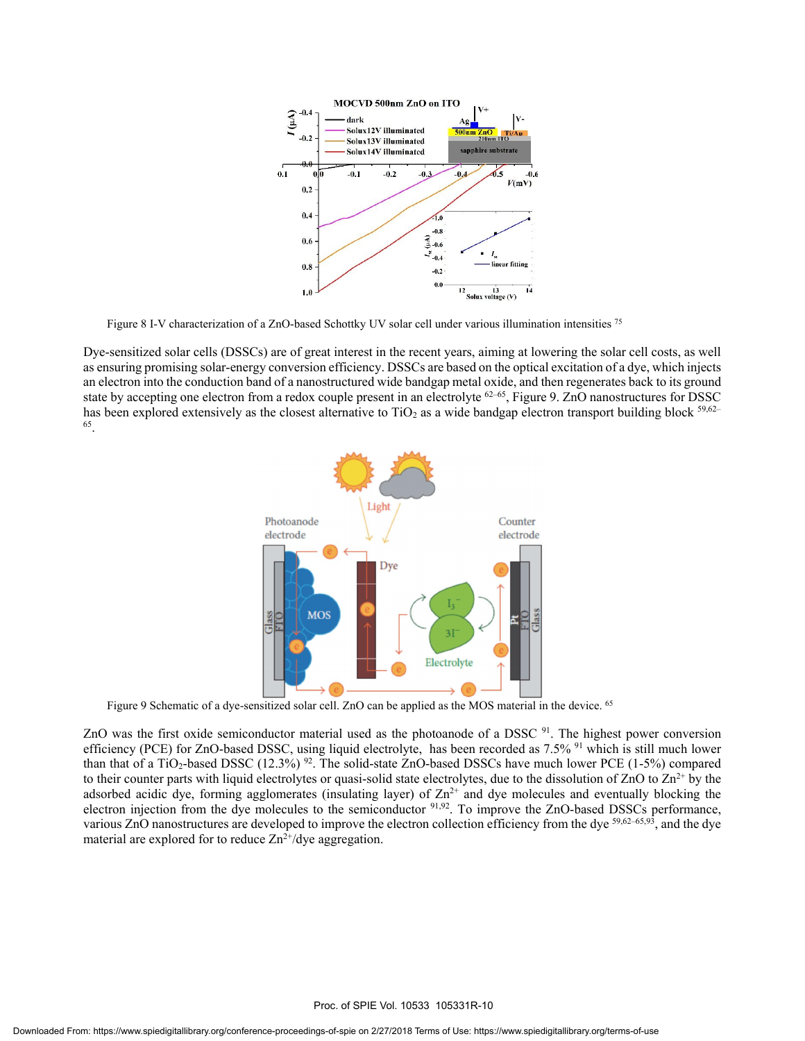Figure 8 I-V characterization of a ZnO-based Schottky UV solar cell under various illumination intensities [75]

Dye-sensitized solar cells (DSSCs) are of great interest in the recent years, aiming at lowering the solar cell costs, as well as ensuring promising solar-energy conversion efficiency. DSSCs are based on the optical excitation of a dye, which injects an electron into the conduction band of a nanostructured wide bandgap metal oxide, and then regenerates back to its ground state by accepting one electron from a redox couple present in an electrolyte [62–65], Figure 9. ZnO nanostructures for DSSC has been explored extensively as the closest alternative to $TiO_2$ as a wide bandgap electron transport building block [59,62–65].

Figure 9 Schematic of a dye-sensitized solar cell. ZnO can be applied as the MOS material in the device. [65]

ZnO was the first oxide semiconductor material used as the photoanode of a DSSC [91]. The highest power conversion efficiency (PCE) for ZnO-based DSSC, using liquid electrolyte, has been recorded as 7.5% [91] which is still much lower than that of a $TiO_2$-based DSSC (12.3%) [92]. The solid-state ZnO-based DSSCs have much lower PCE (1-5%) compared to their counter parts with liquid electrolytes or quasi-solid state electrolytes, due to the dissolution of ZnO to $Zn^{2+}$ by the adsorbed acidic dye, forming agglomerates (insulating layer) of $Zn^{2+}$ and dye molecules and eventually blocking the electron injection from the dye molecules to the semiconductor [91,92]. To improve the ZnO-based DSSCs performance, various ZnO nanostructures are developed to improve the electron collection efficiency from the dye [59,62–65,93], and the dye material are explored for to reduce $Zn^{2+}$/dye aggregation.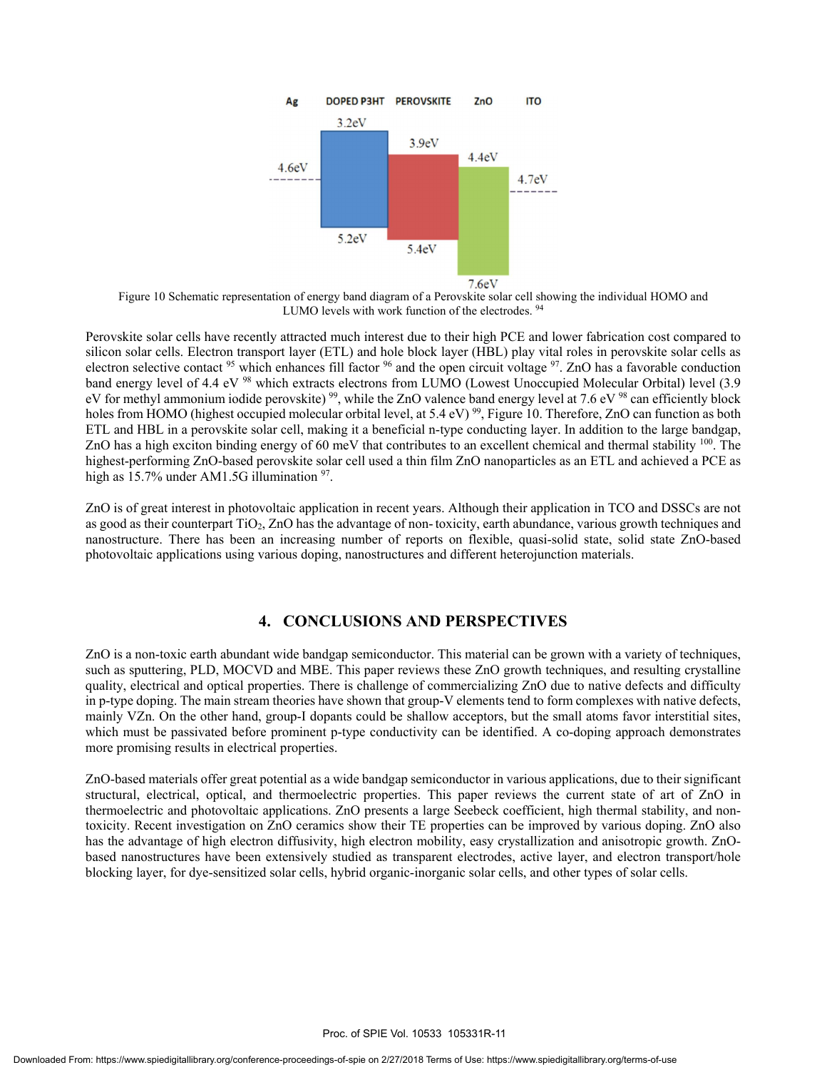Figure 10 Schematic representation of energy band diagram of a Perovskite solar cell showing the individual HOMO and LUMO levels with work function of the electrodes. [94]

Perovskite solar cells have recently attracted much interest due to their high PCE and lower fabrication cost compared to silicon solar cells. Electron transport layer (ETL) and hole block layer (HBL) play vital roles in perovskite solar cells as electron selective contact [95] which enhances fill factor [96] and the open circuit voltage [97]. ZnO has a favorable conduction band energy level of 4.4 eV [98] which extracts electrons from LUMO (Lowest Unoccupied Molecular Orbital) level (3.9 eV for methyl ammonium iodide perovskite) [99], while the ZnO valence band energy level at 7.6 eV [98] can efficiently block holes from HOMO (highest occupied molecular orbital level, at 5.4 eV) [99], Figure 10. Therefore, ZnO can function as both ETL and HBL in a perovskite solar cell, making it a beneficial n-type conducting layer. In addition to the large bandgap, ZnO has a high exciton binding energy of 60 meV that contributes to an excellent chemical and thermal stability [100]. The highest-performing ZnO-based perovskite solar cell used a thin film ZnO nanoparticles as an ETL and achieved a PCE as high as 15.7% under AM1.5G illumination [97].

ZnO is of great interest in photovoltaic application in recent years. Although their application in TCO and DSSCs are not as good as their counterpart $TiO_2$, ZnO has the advantage of non- toxicity, earth abundance, various growth techniques and nanostructure. There has been an increasing number of reports on flexible, quasi-solid state, solid state ZnO-based photovoltaic applications using various doping, nanostructures and different heterojunction materials.

## 4. CONCLUSIONS AND PERSPECTIVES

ZnO is a non-toxic earth abundant wide bandgap semiconductor. This material can be grown with a variety of techniques, such as sputtering, PLD, MOCVD and MBE. This paper reviews these ZnO growth techniques, and resulting crystalline quality, electrical and optical properties. There is challenge of commercializing ZnO due to native defects and difficulty in p-type doping. The main stream theories have shown that group-V elements tend to form complexes with native defects, mainly VZn. On the other hand, group-I dopants could be shallow acceptors, but the small atoms favor interstitial sites, which must be passivated before prominent p-type conductivity can be identified. A co-doping approach demonstrates more promising results in electrical properties.

ZnO-based materials offer great potential as a wide bandgap semiconductor in various applications, due to their significant structural, electrical, optical, and thermoelectric properties. This paper reviews the current state of art of ZnO in thermoelectric and photovoltaic applications. ZnO presents a large Seebeck coefficient, high thermal stability, and non-toxicity. Recent investigation on ZnO ceramics show their TE properties can be improved by various doping. ZnO also has the advantage of high electron diffusivity, high electron mobility, easy crystallization and anisotropic growth. ZnO-based nanostructures have been extensively studied as transparent electrodes, active layer, and electron transport/hole blocking layer, for dye-sensitized solar cells, hybrid organic-inorganic solar cells, and other types of solar cells.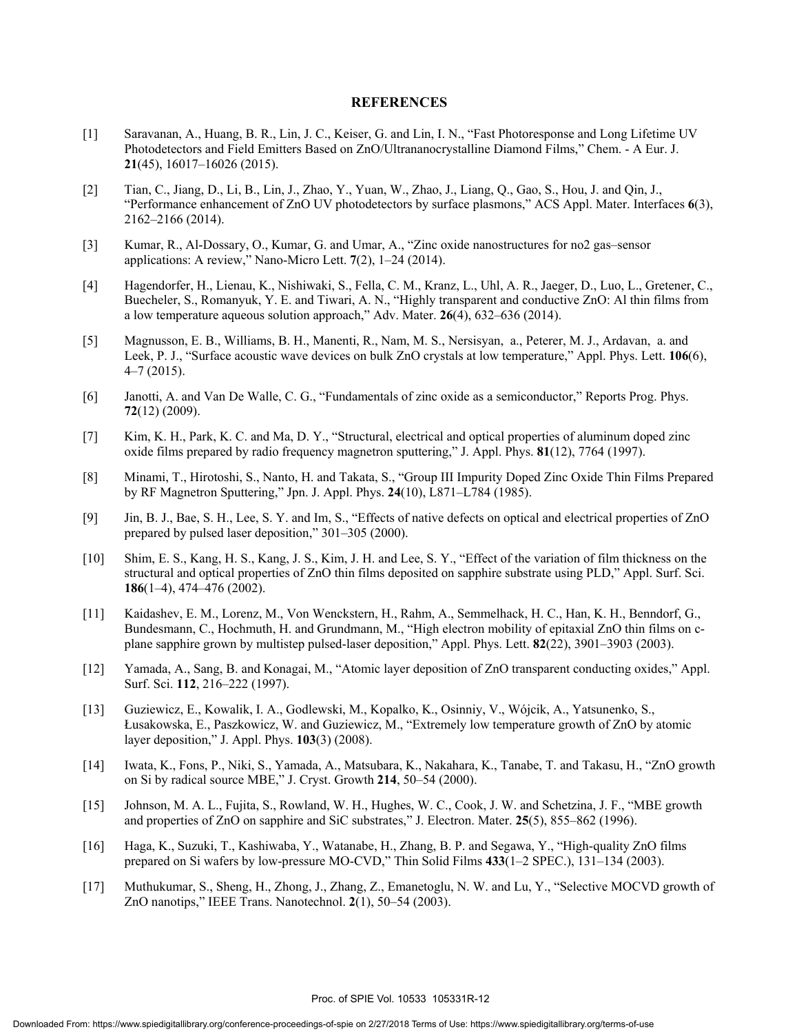## REFERENCES

[1] Saravanan, A., Huang, B. R., Lin, J. C., Keiser, G. and Lin, I. N., "Fast Photoresponse and Long Lifetime UV Photodetectors and Field Emitters Based on ZnO/Ultrananocrystalline Diamond Films," Chem. - A Eur. J. **21**(45), 16017–16026 (2015).

[2] Tian, C., Jiang, D., Li, B., Lin, J., Zhao, Y., Yuan, W., Zhao, J., Liang, Q., Gao, S., Hou, J. and Qin, J., "Performance enhancement of ZnO UV photodetectors by surface plasmons," ACS Appl. Mater. Interfaces **6**(3), 2162–2166 (2014).

[3] Kumar, R., Al-Dossary, O., Kumar, G. and Umar, A., "Zinc oxide nanostructures for no2 gas–sensor applications: A review," Nano-Micro Lett. **7**(2), 1–24 (2014).

[4] Hagendorfer, H., Lienau, K., Nishiwaki, S., Fella, C. M., Kranz, L., Uhl, A. R., Jaeger, D., Luo, L., Gretener, C., Buecheler, S., Romanyuk, Y. E. and Tiwari, A. N., "Highly transparent and conductive ZnO: Al thin films from a low temperature aqueous solution approach," Adv. Mater. **26**(4), 632–636 (2014).

[5] Magnusson, E. B., Williams, B. H., Manenti, R., Nam, M. S., Nersisyan, a., Peterer, M. J., Ardavan, a. and Leek, P. J., "Surface acoustic wave devices on bulk ZnO crystals at low temperature," Appl. Phys. Lett. **106**(6), 4–7 (2015).

[6] Janotti, A. and Van De Walle, C. G., "Fundamentals of zinc oxide as a semiconductor," Reports Prog. Phys. **72**(12) (2009).

[7] Kim, K. H., Park, K. C. and Ma, D. Y., "Structural, electrical and optical properties of aluminum doped zinc oxide films prepared by radio frequency magnetron sputtering," J. Appl. Phys. **81**(12), 7764 (1997).

[8] Minami, T., Hirotoshi, S., Nanto, H. and Takata, S., "Group III Impurity Doped Zinc Oxide Thin Films Prepared by RF Magnetron Sputtering," Jpn. J. Appl. Phys. **24**(10), L871–L784 (1985).

[9] Jin, B. J., Bae, S. H., Lee, S. Y. and Im, S., "Effects of native defects on optical and electrical properties of ZnO prepared by pulsed laser deposition," 301–305 (2000).

[10] Shim, E. S., Kang, H. S., Kang, J. S., Kim, J. H. and Lee, S. Y., "Effect of the variation of film thickness on the structural and optical properties of ZnO thin films deposited on sapphire substrate using PLD," Appl. Surf. Sci. **186**(1–4), 474–476 (2002).

[11] Kaidashev, E. M., Lorenz, M., Von Wenckstern, H., Rahm, A., Semmelhack, H. C., Han, K. H., Benndorf, G., Bundesmann, C., Hochmuth, H. and Grundmann, M., "High electron mobility of epitaxial ZnO thin films on c-plane sapphire grown by multistep pulsed-laser deposition," Appl. Phys. Lett. **82**(22), 3901–3903 (2003).

[12] Yamada, A., Sang, B. and Konagai, M., "Atomic layer deposition of ZnO transparent conducting oxides," Appl. Surf. Sci. **112**, 216–222 (1997).

[13] Guziewicz, E., Kowalik, I. A., Godlewski, M., Kopalko, K., Osinniy, V., Wójcik, A., Yatsunenko, S., Łusakowska, E., Paszkowicz, W. and Guziewicz, M., "Extremely low temperature growth of ZnO by atomic layer deposition," J. Appl. Phys. **103**(3) (2008).

[14] Iwata, K., Fons, P., Niki, S., Yamada, A., Matsubara, K., Nakahara, K., Tanabe, T. and Takasu, H., "ZnO growth on Si by radical source MBE," J. Cryst. Growth **214**, 50–54 (2000).

[15] Johnson, M. A. L., Fujita, S., Rowland, W. H., Hughes, W. C., Cook, J. W. and Schetzina, J. F., "MBE growth and properties of ZnO on sapphire and SiC substrates," J. Electron. Mater. **25**(5), 855–862 (1996).

[16] Haga, K., Suzuki, T., Kashiwaba, Y., Watanabe, H., Zhang, B. P. and Segawa, Y., "High-quality ZnO films prepared on Si wafers by low-pressure MO-CVD," Thin Solid Films **433**(1–2 SPEC.), 131–134 (2003).

[17] Muthukumar, S., Sheng, H., Zhong, J., Zhang, Z., Emanetoglu, N. W. and Lu, Y., "Selective MOCVD growth of ZnO nanotips," IEEE Trans. Nanotechnol. **2**(1), 50–54 (2003).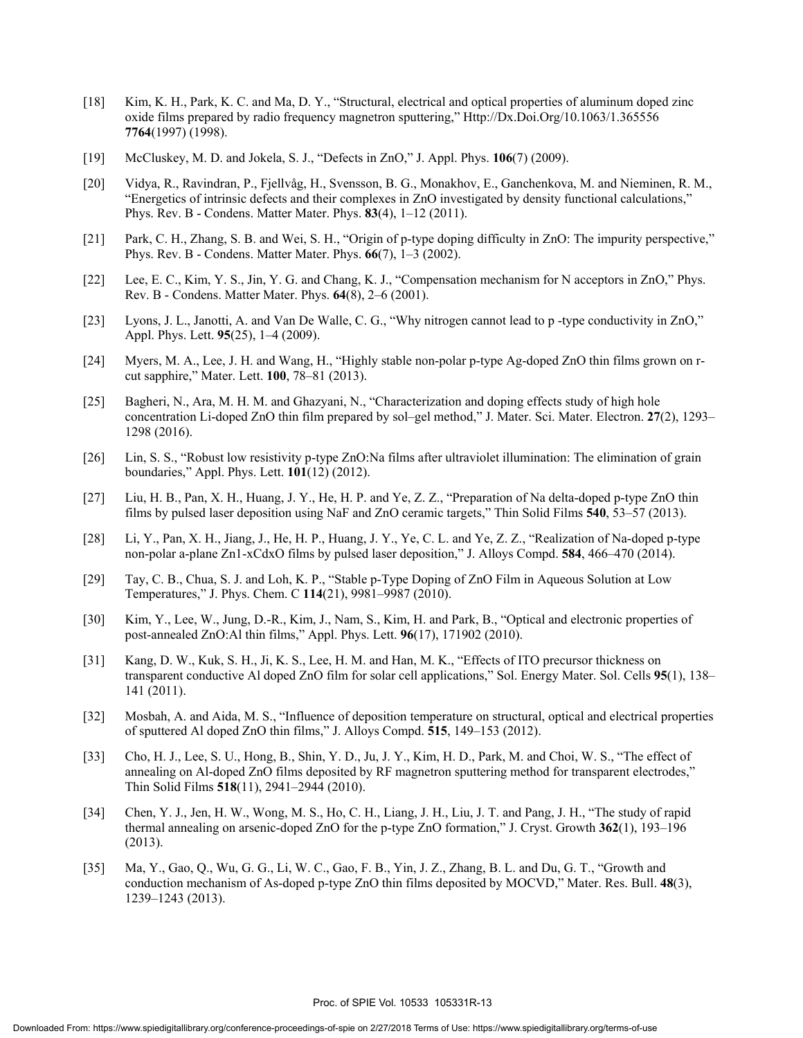[18] Kim, K. H., Park, K. C. and Ma, D. Y., "Structural, electrical and optical properties of aluminum doped zinc oxide films prepared by radio frequency magnetron sputtering," Http://Dx.Doi.Org/10.1063/1.365556 **7764**(1997) (1998).

[19] McCluskey, M. D. and Jokela, S. J., "Defects in ZnO," J. Appl. Phys. **106**(7) (2009).

[20] Vidya, R., Ravindran, P., Fjellvåg, H., Svensson, B. G., Monakhov, E., Ganchenkova, M. and Nieminen, R. M., "Energetics of intrinsic defects and their complexes in ZnO investigated by density functional calculations," Phys. Rev. B - Condens. Matter Mater. Phys. **83**(4), 1–12 (2011).

[21] Park, C. H., Zhang, S. B. and Wei, S. H., "Origin of p-type doping difficulty in ZnO: The impurity perspective," Phys. Rev. B - Condens. Matter Mater. Phys. **66**(7), 1–3 (2002).

[22] Lee, E. C., Kim, Y. S., Jin, Y. G. and Chang, K. J., "Compensation mechanism for N acceptors in ZnO," Phys. Rev. B - Condens. Matter Mater. Phys. **64**(8), 2–6 (2001).

[23] Lyons, J. L., Janotti, A. and Van De Walle, C. G., "Why nitrogen cannot lead to p -type conductivity in ZnO," Appl. Phys. Lett. **95**(25), 1–4 (2009).

[24] Myers, M. A., Lee, J. H. and Wang, H., "Highly stable non-polar p-type Ag-doped ZnO thin films grown on r-cut sapphire," Mater. Lett. **100**, 78–81 (2013).

[25] Bagheri, N., Ara, M. H. M. and Ghazyani, N., "Characterization and doping effects study of high hole concentration Li-doped ZnO thin film prepared by sol–gel method," J. Mater. Sci. Mater. Electron. **27**(2), 1293–1298 (2016).

[26] Lin, S. S., "Robust low resistivity p-type ZnO:Na films after ultraviolet illumination: The elimination of grain boundaries," Appl. Phys. Lett. **101**(12) (2012).

[27] Liu, H. B., Pan, X. H., Huang, J. Y., He, H. P. and Ye, Z. Z., "Preparation of Na delta-doped p-type ZnO thin films by pulsed laser deposition using NaF and ZnO ceramic targets," Thin Solid Films **540**, 53–57 (2013).

[28] Li, Y., Pan, X. H., Jiang, J., He, H. P., Huang, J. Y., Ye, C. L. and Ye, Z. Z., "Realization of Na-doped p-type non-polar a-plane Zn1-xCdxO films by pulsed laser deposition," J. Alloys Compd. **584**, 466–470 (2014).

[29] Tay, C. B., Chua, S. J. and Loh, K. P., "Stable p-Type Doping of ZnO Film in Aqueous Solution at Low Temperatures," J. Phys. Chem. C **114**(21), 9981–9987 (2010).

[30] Kim, Y., Lee, W., Jung, D.-R., Kim, J., Nam, S., Kim, H. and Park, B., "Optical and electronic properties of post-annealed ZnO:Al thin films," Appl. Phys. Lett. **96**(17), 171902 (2010).

[31] Kang, D. W., Kuk, S. H., Ji, K. S., Lee, H. M. and Han, M. K., "Effects of ITO precursor thickness on transparent conductive Al doped ZnO film for solar cell applications," Sol. Energy Mater. Sol. Cells **95**(1), 138–141 (2011).

[32] Mosbah, A. and Aida, M. S., "Influence of deposition temperature on structural, optical and electrical properties of sputtered Al doped ZnO thin films," J. Alloys Compd. **515**, 149–153 (2012).

[33] Cho, H. J., Lee, S. U., Hong, B., Shin, Y. D., Ju, J. Y., Kim, H. D., Park, M. and Choi, W. S., "The effect of annealing on Al-doped ZnO films deposited by RF magnetron sputtering method for transparent electrodes," Thin Solid Films **518**(11), 2941–2944 (2010).

[34] Chen, Y. J., Jen, H. W., Wong, M. S., Ho, C. H., Liang, J. H., Liu, J. T. and Pang, J. H., "The study of rapid thermal annealing on arsenic-doped ZnO for the p-type ZnO formation," J. Cryst. Growth **362**(1), 193–196 (2013).

[35] Ma, Y., Gao, Q., Wu, G. G., Li, W. C., Gao, F. B., Yin, J. Z., Zhang, B. L. and Du, G. T., "Growth and conduction mechanism of As-doped p-type ZnO thin films deposited by MOCVD," Mater. Res. Bull. **48**(3), 1239–1243 (2013).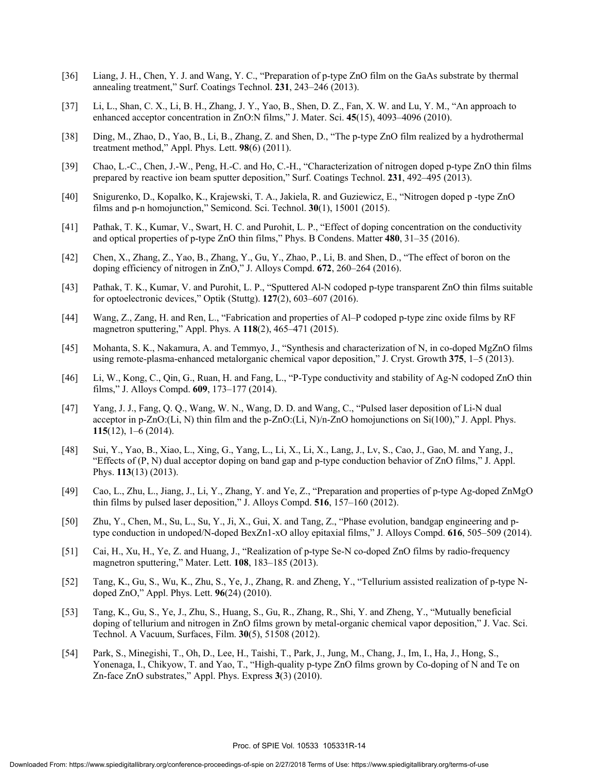[36] Liang, J. H., Chen, Y. J. and Wang, Y. C., "Preparation of p-type ZnO film on the GaAs substrate by thermal annealing treatment," Surf. Coatings Technol. **231**, 243–246 (2013).

[37] Li, L., Shan, C. X., Li, B. H., Zhang, J. Y., Yao, B., Shen, D. Z., Fan, X. W. and Lu, Y. M., "An approach to enhanced acceptor concentration in ZnO:N films," J. Mater. Sci. **45**(15), 4093–4096 (2010).

[38] Ding, M., Zhao, D., Yao, B., Li, B., Zhang, Z. and Shen, D., "The p-type ZnO film realized by a hydrothermal treatment method," Appl. Phys. Lett. **98**(6) (2011).

[39] Chao, L.-C., Chen, J.-W., Peng, H.-C. and Ho, C.-H., "Characterization of nitrogen doped p-type ZnO thin films prepared by reactive ion beam sputter deposition," Surf. Coatings Technol. **231**, 492–495 (2013).

[40] Snigurenko, D., Kopalko, K., Krajewski, T. A., Jakiela, R. and Guziewicz, E., "Nitrogen doped p -type ZnO films and p-n homojunction," Semicond. Sci. Technol. **30**(1), 15001 (2015).

[41] Pathak, T. K., Kumar, V., Swart, H. C. and Purohit, L. P., "Effect of doping concentration on the conductivity and optical properties of p-type ZnO thin films," Phys. B Condens. Matter **480**, 31–35 (2016).

[42] Chen, X., Zhang, Z., Yao, B., Zhang, Y., Gu, Y., Zhao, P., Li, B. and Shen, D., "The effect of boron on the doping efficiency of nitrogen in ZnO," J. Alloys Compd. **672**, 260–264 (2016).

[43] Pathak, T. K., Kumar, V. and Purohit, L. P., "Sputtered Al-N codoped p-type transparent ZnO thin films suitable for optoelectronic devices," Optik (Stuttg). **127**(2), 603–607 (2016).

[44] Wang, Z., Zang, H. and Ren, L., "Fabrication and properties of Al–P codoped p-type zinc oxide films by RF magnetron sputtering," Appl. Phys. A **118**(2), 465–471 (2015).

[45] Mohanta, S. K., Nakamura, A. and Temmyo, J., "Synthesis and characterization of N, in co-doped MgZnO films using remote-plasma-enhanced metalorganic chemical vapor deposition," J. Cryst. Growth **375**, 1–5 (2013).

[46] Li, W., Kong, C., Qin, G., Ruan, H. and Fang, L., "P-Type conductivity and stability of Ag-N codoped ZnO thin films," J. Alloys Compd. **609**, 173–177 (2014).

[47] Yang, J. J., Fang, Q. Q., Wang, W. N., Wang, D. D. and Wang, C., "Pulsed laser deposition of Li-N dual acceptor in p-ZnO:(Li, N) thin film and the p-ZnO:(Li, N)/n-ZnO homojunctions on Si(100)," J. Appl. Phys. **115**(12), 1–6 (2014).

[48] Sui, Y., Yao, B., Xiao, L., Xing, G., Yang, L., Li, X., Li, X., Lang, J., Lv, S., Cao, J., Gao, M. and Yang, J., "Effects of (P, N) dual acceptor doping on band gap and p-type conduction behavior of ZnO films," J. Appl. Phys. **113**(13) (2013).

[49] Cao, L., Zhu, L., Jiang, J., Li, Y., Zhang, Y. and Ye, Z., "Preparation and properties of p-type Ag-doped ZnMgO thin films by pulsed laser deposition," J. Alloys Compd. **516**, 157–160 (2012).

[50] Zhu, Y., Chen, M., Su, L., Su, Y., Ji, X., Gui, X. and Tang, Z., "Phase evolution, bandgap engineering and p-type conduction in undoped/N-doped BexZn1-xO alloy epitaxial films," J. Alloys Compd. **616**, 505–509 (2014).

[51] Cai, H., Xu, H., Ye, Z. and Huang, J., "Realization of p-type Se-N co-doped ZnO films by radio-frequency magnetron sputtering," Mater. Lett. **108**, 183–185 (2013).

[52] Tang, K., Gu, S., Wu, K., Zhu, S., Ye, J., Zhang, R. and Zheng, Y., "Tellurium assisted realization of p-type N-doped ZnO," Appl. Phys. Lett. **96**(24) (2010).

[53] Tang, K., Gu, S., Ye, J., Zhu, S., Huang, S., Gu, R., Zhang, R., Shi, Y. and Zheng, Y., "Mutually beneficial doping of tellurium and nitrogen in ZnO films grown by metal-organic chemical vapor deposition," J. Vac. Sci. Technol. A Vacuum, Surfaces, Film. **30**(5), 51508 (2012).

[54] Park, S., Minegishi, T., Oh, D., Lee, H., Taishi, T., Park, J., Jung, M., Chang, J., Im, I., Ha, J., Hong, S., Yonenaga, I., Chikyow, T. and Yao, T., "High-quality p-type ZnO films grown by Co-doping of N and Te on Zn-face ZnO substrates," Appl. Phys. Express **3**(3) (2010).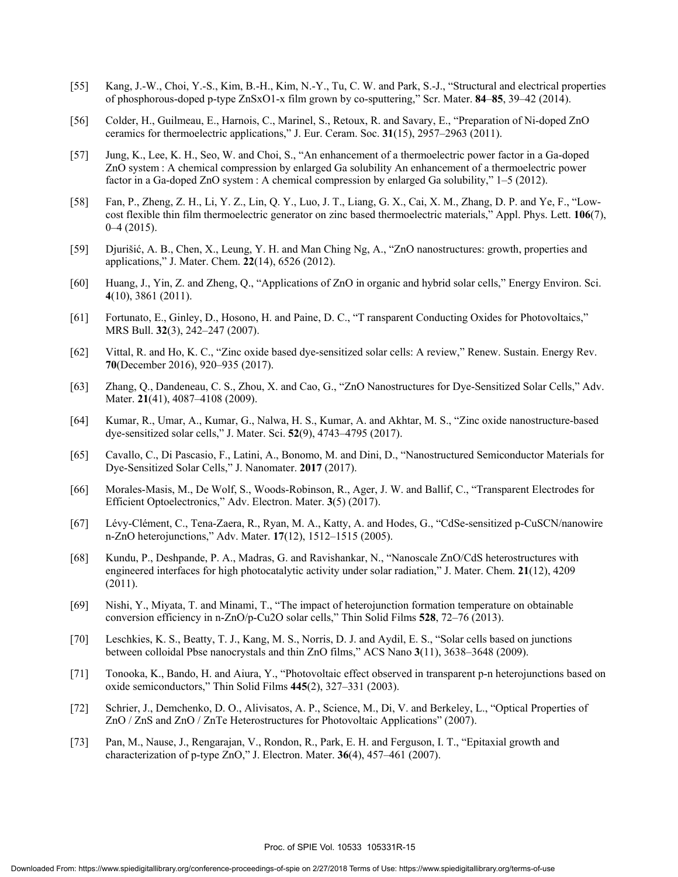[55] Kang, J.-W., Choi, Y.-S., Kim, B.-H., Kim, N.-Y., Tu, C. W. and Park, S.-J., "Structural and electrical properties of phosphorous-doped p-type ZnSxO1-x film grown by co-sputtering," Scr. Mater. **84**–**85**, 39–42 (2014).

[56] Colder, H., Guilmeau, E., Harnois, C., Marinel, S., Retoux, R. and Savary, E., "Preparation of Ni-doped ZnO ceramics for thermoelectric applications," J. Eur. Ceram. Soc. **31**(15), 2957–2963 (2011).

[57] Jung, K., Lee, K. H., Seo, W. and Choi, S., "An enhancement of a thermoelectric power factor in a Ga-doped ZnO system : A chemical compression by enlarged Ga solubility An enhancement of a thermoelectric power factor in a Ga-doped ZnO system : A chemical compression by enlarged Ga solubility," 1–5 (2012).

[58] Fan, P., Zheng, Z. H., Li, Y. Z., Lin, Q. Y., Luo, J. T., Liang, G. X., Cai, X. M., Zhang, D. P. and Ye, F., "Low-cost flexible thin film thermoelectric generator on zinc based thermoelectric materials," Appl. Phys. Lett. **106**(7), 0–4 (2015).

[59] Djurišić, A. B., Chen, X., Leung, Y. H. and Man Ching Ng, A., "ZnO nanostructures: growth, properties and applications," J. Mater. Chem. **22**(14), 6526 (2012).

[60] Huang, J., Yin, Z. and Zheng, Q., "Applications of ZnO in organic and hybrid solar cells," Energy Environ. Sci. **4**(10), 3861 (2011).

[61] Fortunato, E., Ginley, D., Hosono, H. and Paine, D. C., "T ransparent Conducting Oxides for Photovoltaics," MRS Bull. **32**(3), 242–247 (2007).

[62] Vittal, R. and Ho, K. C., "Zinc oxide based dye-sensitized solar cells: A review," Renew. Sustain. Energy Rev. **70**(December 2016), 920–935 (2017).

[63] Zhang, Q., Dandeneau, C. S., Zhou, X. and Cao, G., "ZnO Nanostructures for Dye-Sensitized Solar Cells," Adv. Mater. **21**(41), 4087–4108 (2009).

[64] Kumar, R., Umar, A., Kumar, G., Nalwa, H. S., Kumar, A. and Akhtar, M. S., "Zinc oxide nanostructure-based dye-sensitized solar cells," J. Mater. Sci. **52**(9), 4743–4795 (2017).

[65] Cavallo, C., Di Pascasio, F., Latini, A., Bonomo, M. and Dini, D., "Nanostructured Semiconductor Materials for Dye-Sensitized Solar Cells," J. Nanomater. **2017** (2017).

[66] Morales-Masis, M., De Wolf, S., Woods-Robinson, R., Ager, J. W. and Ballif, C., "Transparent Electrodes for Efficient Optoelectronics," Adv. Electron. Mater. **3**(5) (2017).

[67] Lévy-Clément, C., Tena-Zaera, R., Ryan, M. A., Katty, A. and Hodes, G., "CdSe-sensitized p-CuSCN/nanowire n-ZnO heterojunctions," Adv. Mater. **17**(12), 1512–1515 (2005).

[68] Kundu, P., Deshpande, P. A., Madras, G. and Ravishankar, N., "Nanoscale ZnO/CdS heterostructures with engineered interfaces for high photocatalytic activity under solar radiation," J. Mater. Chem. **21**(12), 4209 (2011).

[69] Nishi, Y., Miyata, T. and Minami, T., "The impact of heterojunction formation temperature on obtainable conversion efficiency in n-ZnO/p-Cu2O solar cells," Thin Solid Films **528**, 72–76 (2013).

[70] Leschkies, K. S., Beatty, T. J., Kang, M. S., Norris, D. J. and Aydil, E. S., "Solar cells based on junctions between colloidal Pbse nanocrystals and thin ZnO films," ACS Nano **3**(11), 3638–3648 (2009).

[71] Tonooka, K., Bando, H. and Aiura, Y., "Photovoltaic effect observed in transparent p-n heterojunctions based on oxide semiconductors," Thin Solid Films **445**(2), 327–331 (2003).

[72] Schrier, J., Demchenko, D. O., Alivisatos, A. P., Science, M., Di, V. and Berkeley, L., "Optical Properties of ZnO / ZnS and ZnO / ZnTe Heterostructures for Photovoltaic Applications" (2007).

[73] Pan, M., Nause, J., Rengarajan, V., Rondon, R., Park, E. H. and Ferguson, I. T., "Epitaxial growth and characterization of p-type ZnO," J. Electron. Mater. **36**(4), 457–461 (2007).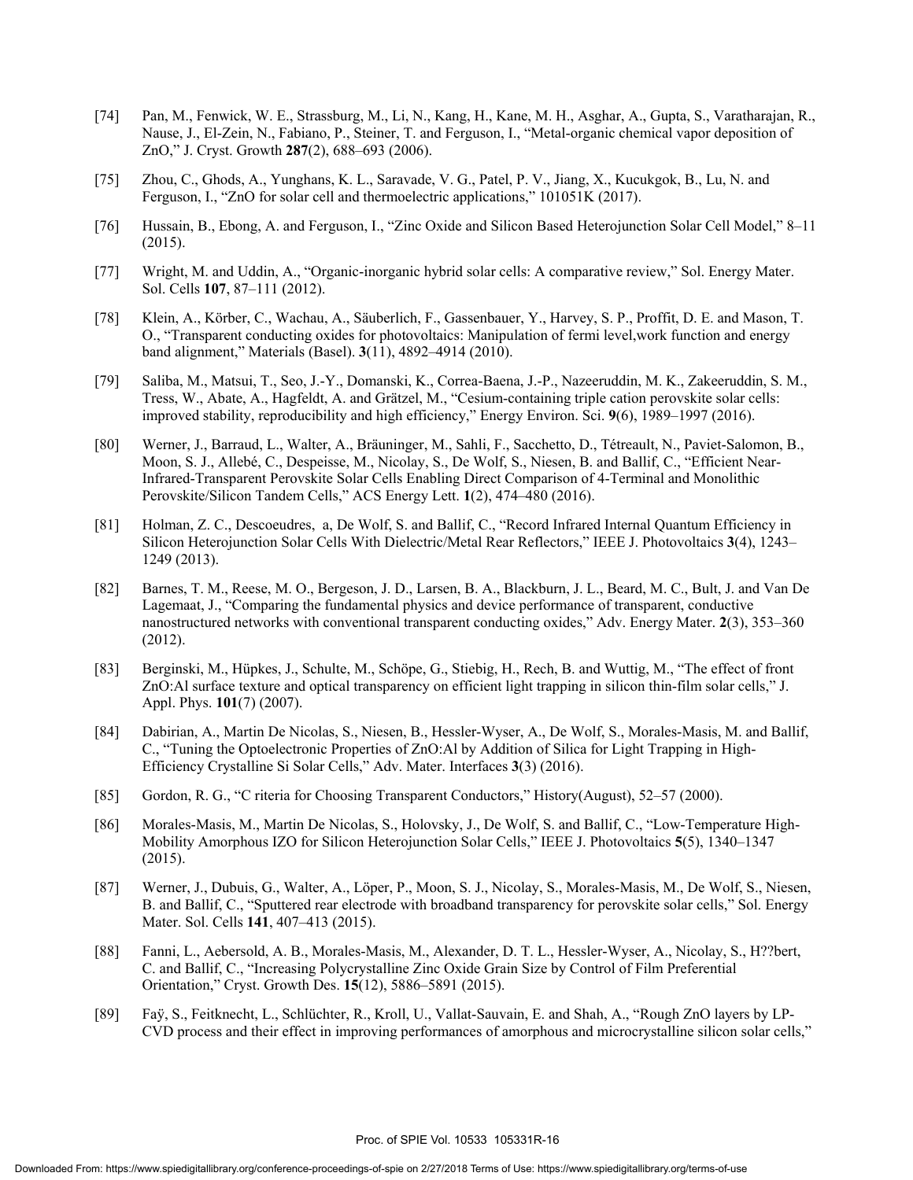[74] Pan, M., Fenwick, W. E., Strassburg, M., Li, N., Kang, H., Kane, M. H., Asghar, A., Gupta, S., Varatharajan, R., Nause, J., El-Zein, N., Fabiano, P., Steiner, T. and Ferguson, I., "Metal-organic chemical vapor deposition of ZnO," J. Cryst. Growth **287**(2), 688–693 (2006).

[75] Zhou, C., Ghods, A., Yunghans, K. L., Saravade, V. G., Patel, P. V., Jiang, X., Kucukgok, B., Lu, N. and Ferguson, I., "ZnO for solar cell and thermoelectric applications," 101051K (2017).

[76] Hussain, B., Ebong, A. and Ferguson, I., "Zinc Oxide and Silicon Based Heterojunction Solar Cell Model," 8–11 (2015).

[77] Wright, M. and Uddin, A., "Organic-inorganic hybrid solar cells: A comparative review," Sol. Energy Mater. Sol. Cells **107**, 87–111 (2012).

[78] Klein, A., Körber, C., Wachau, A., Säuberlich, F., Gassenbauer, Y., Harvey, S. P., Proffit, D. E. and Mason, T. O., "Transparent conducting oxides for photovoltaics: Manipulation of fermi level,work function and energy band alignment," Materials (Basel). **3**(11), 4892–4914 (2010).

[79] Saliba, M., Matsui, T., Seo, J.-Y., Domanski, K., Correa-Baena, J.-P., Nazeeruddin, M. K., Zakeeruddin, S. M., Tress, W., Abate, A., Hagfeldt, A. and Grätzel, M., "Cesium-containing triple cation perovskite solar cells: improved stability, reproducibility and high efficiency," Energy Environ. Sci. **9**(6), 1989–1997 (2016).

[80] Werner, J., Barraud, L., Walter, A., Bräuninger, M., Sahli, F., Sacchetto, D., Tétreault, N., Paviet-Salomon, B., Moon, S. J., Allebé, C., Despeisse, M., Nicolay, S., De Wolf, S., Niesen, B. and Ballif, C., "Efficient Near-Infrared-Transparent Perovskite Solar Cells Enabling Direct Comparison of 4-Terminal and Monolithic Perovskite/Silicon Tandem Cells," ACS Energy Lett. **1**(2), 474–480 (2016).

[81] Holman, Z. C., Descoeudres, a, De Wolf, S. and Ballif, C., "Record Infrared Internal Quantum Efficiency in Silicon Heterojunction Solar Cells With Dielectric/Metal Rear Reflectors," IEEE J. Photovoltaics **3**(4), 1243–1249 (2013).

[82] Barnes, T. M., Reese, M. O., Bergeson, J. D., Larsen, B. A., Blackburn, J. L., Beard, M. C., Bult, J. and Van De Lagemaat, J., "Comparing the fundamental physics and device performance of transparent, conductive nanostructured networks with conventional transparent conducting oxides," Adv. Energy Mater. **2**(3), 353–360 (2012).

[83] Berginski, M., Hüpkes, J., Schulte, M., Schöpe, G., Stiebig, H., Rech, B. and Wuttig, M., "The effect of front ZnO:Al surface texture and optical transparency on efficient light trapping in silicon thin-film solar cells," J. Appl. Phys. **101**(7) (2007).

[84] Dabirian, A., Martin De Nicolas, S., Niesen, B., Hessler-Wyser, A., De Wolf, S., Morales-Masis, M. and Ballif, C., "Tuning the Optoelectronic Properties of ZnO:Al by Addition of Silica for Light Trapping in High-Efficiency Crystalline Si Solar Cells," Adv. Mater. Interfaces **3**(3) (2016).

[85] Gordon, R. G., "C riteria for Choosing Transparent Conductors," History(August), 52–57 (2000).

[86] Morales-Masis, M., Martin De Nicolas, S., Holovsky, J., De Wolf, S. and Ballif, C., "Low-Temperature High-Mobility Amorphous IZO for Silicon Heterojunction Solar Cells," IEEE J. Photovoltaics **5**(5), 1340–1347 (2015).

[87] Werner, J., Dubuis, G., Walter, A., Löper, P., Moon, S. J., Nicolay, S., Morales-Masis, M., De Wolf, S., Niesen, B. and Ballif, C., "Sputtered rear electrode with broadband transparency for perovskite solar cells," Sol. Energy Mater. Sol. Cells **141**, 407–413 (2015).

[88] Fanni, L., Aebersold, A. B., Morales-Masis, M., Alexander, D. T. L., Hessler-Wyser, A., Nicolay, S., H??bert, C. and Ballif, C., "Increasing Polycrystalline Zinc Oxide Grain Size by Control of Film Preferential Orientation," Cryst. Growth Des. **15**(12), 5886–5891 (2015).

[89] Faÿ, S., Feitknecht, L., Schlüchter, R., Kroll, U., Vallat-Sauvain, E. and Shah, A., "Rough ZnO layers by LP-CVD process and their effect in improving performances of amorphous and microcrystalline silicon solar cells,"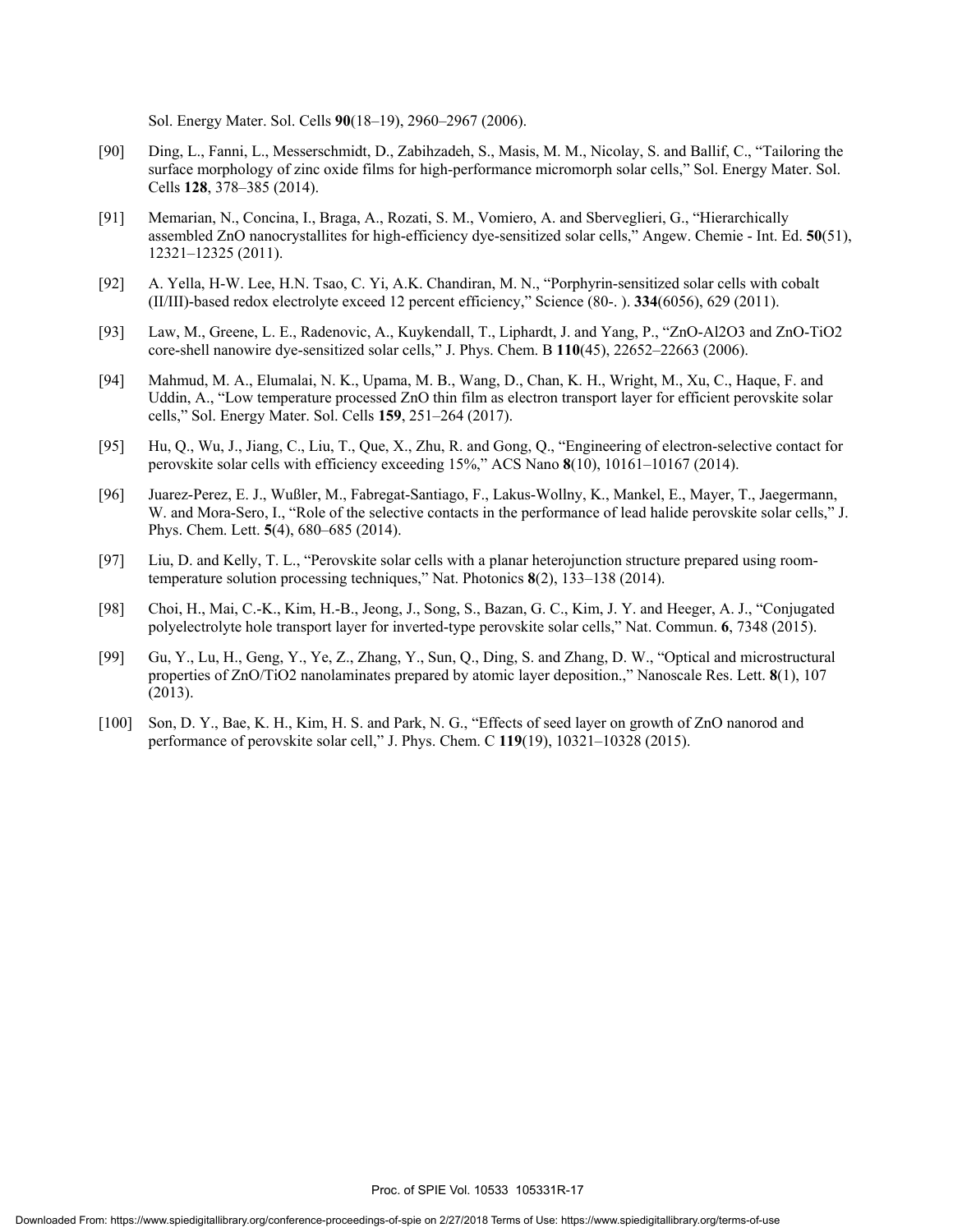Sol. Energy Mater. Sol. Cells **90**(18–19), 2960–2967 (2006).

[90] Ding, L., Fanni, L., Messerschmidt, D., Zabihzadeh, S., Masis, M. M., Nicolay, S. and Ballif, C., "Tailoring the surface morphology of zinc oxide films for high-performance micromorph solar cells," Sol. Energy Mater. Sol. Cells **128**, 378–385 (2014).

[91] Memarian, N., Concina, I., Braga, A., Rozati, S. M., Vomiero, A. and Sberveglieri, G., "Hierarchically assembled ZnO nanocrystallites for high-efficiency dye-sensitized solar cells," Angew. Chemie - Int. Ed. **50**(51), 12321–12325 (2011).

[92] A. Yella, H-W. Lee, H.N. Tsao, C. Yi, A.K. Chandiran, M. N., "Porphyrin-sensitized solar cells with cobalt (II/III)-based redox electrolyte exceed 12 percent efficiency," Science (80-. ). **334**(6056), 629 (2011).

[93] Law, M., Greene, L. E., Radenovic, A., Kuykendall, T., Liphardt, J. and Yang, P., "ZnO-Al2O3 and ZnO-TiO2 core-shell nanowire dye-sensitized solar cells," J. Phys. Chem. B **110**(45), 22652–22663 (2006).

[94] Mahmud, M. A., Elumalai, N. K., Upama, M. B., Wang, D., Chan, K. H., Wright, M., Xu, C., Haque, F. and Uddin, A., "Low temperature processed ZnO thin film as electron transport layer for efficient perovskite solar cells," Sol. Energy Mater. Sol. Cells **159**, 251–264 (2017).

[95] Hu, Q., Wu, J., Jiang, C., Liu, T., Que, X., Zhu, R. and Gong, Q., "Engineering of electron-selective contact for perovskite solar cells with efficiency exceeding 15%," ACS Nano **8**(10), 10161–10167 (2014).

[96] Juarez-Perez, E. J., Wußler, M., Fabregat-Santiago, F., Lakus-Wollny, K., Mankel, E., Mayer, T., Jaegermann, W. and Mora-Sero, I., "Role of the selective contacts in the performance of lead halide perovskite solar cells," J. Phys. Chem. Lett. **5**(4), 680–685 (2014).

[97] Liu, D. and Kelly, T. L., "Perovskite solar cells with a planar heterojunction structure prepared using room-temperature solution processing techniques," Nat. Photonics **8**(2), 133–138 (2014).

[98] Choi, H., Mai, C.-K., Kim, H.-B., Jeong, J., Song, S., Bazan, G. C., Kim, J. Y. and Heeger, A. J., "Conjugated polyelectrolyte hole transport layer for inverted-type perovskite solar cells," Nat. Commun. **6**, 7348 (2015).

[99] Gu, Y., Lu, H., Geng, Y., Ye, Z., Zhang, Y., Sun, Q., Ding, S. and Zhang, D. W., "Optical and microstructural properties of ZnO/TiO2 nanolaminates prepared by atomic layer deposition.," Nanoscale Res. Lett. **8**(1), 107 (2013).

[100] Son, D. Y., Bae, K. H., Kim, H. S. and Park, N. G., "Effects of seed layer on growth of ZnO nanorod and performance of perovskite solar cell," J. Phys. Chem. C **119**(19), 10321–10328 (2015).